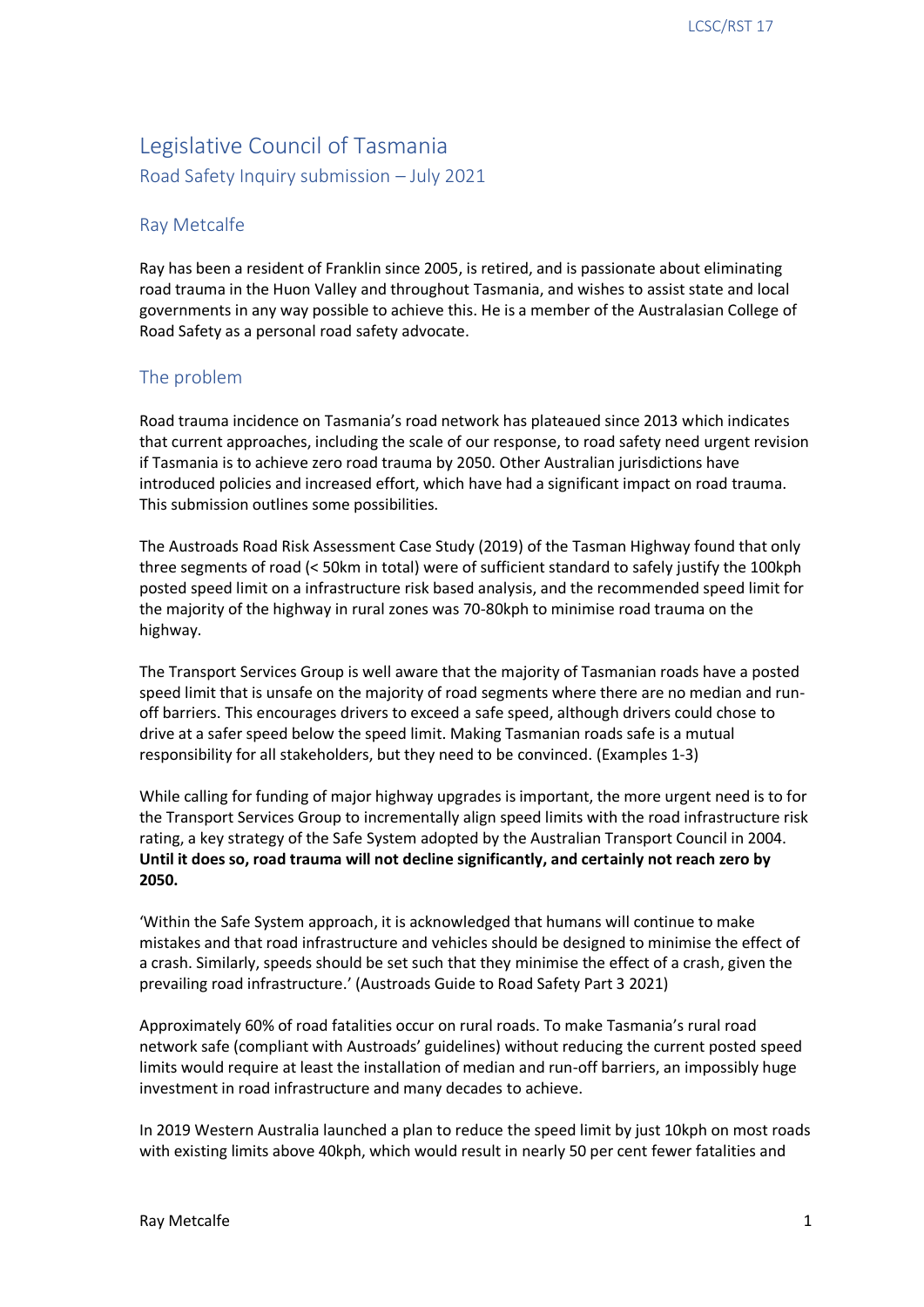# Legislative Council of Tasmania

Road Safety Inquiry submission – July 2021

## Ray Metcalfe

Ray has been a resident of Franklin since 2005, is retired, and is passionate about eliminating road trauma in the Huon Valley and throughout Tasmania, and wishes to assist state and local governments in any way possible to achieve this. He is a member of the Australasian College of Road Safety as a personal road safety advocate.

## The problem

Road trauma incidence on Tasmania's road network has plateaued since 2013 which indicates that current approaches, including the scale of our response, to road safety need urgent revision if Tasmania is to achieve zero road trauma by 2050. Other Australian jurisdictions have introduced policies and increased effort, which have had a significant impact on road trauma. This submission outlines some possibilities.

The Austroads Road Risk Assessment Case Study (2019) of the Tasman Highway found that only three segments of road (< 50km in total) were of sufficient standard to safely justify the 100kph posted speed limit on a infrastructure risk based analysis, and the recommended speed limit for the majority of the highway in rural zones was 70-80kph to minimise road trauma on the highway.

The Transport Services Group is well aware that the majority of Tasmanian roads have a posted speed limit that is unsafe on the majority of road segments where there are no median and run-off barriers. This encourages drivers to exceed a safe speed, although drivers could chose to drive at a safer speed below the speed limit. Making Tasmanian roads safe is a mutual responsibility for all stakeholders, but they need to be convinced. (Examples 1-3)

While calling for funding of major highway upgrades is important, the more urgent need is to for the Transport Services Group to incrementally align speed limits with the road infrastructure risk rating, a key strategy of the Safe System adopted by the Australian Transport Council in 2004. **Until it does so, road trauma will not decline significantly, and certainly not reach zero by 2050.**

'Within the Safe System approach, it is acknowledged that humans will continue to make mistakes and that road infrastructure and vehicles should be designed to minimise the effect of a crash. Similarly, speeds should be set such that they minimise the effect of a crash, given the prevailing road infrastructure.' (Austroads Guide to Road Safety Part 3 2021)

Approximately 60% of road fatalities occur on rural roads. To make Tasmania's rural road network safe (compliant with Austroads' guidelines) without reducing the current posted speed limits would require at least the installation of median and run-off barriers, an impossibly huge investment in road infrastructure and many decades to achieve.

In 2019 Western Australia launched a plan to reduce the speed limit by just 10kph on most roads with existing limits above 40kph, which would result in nearly 50 per cent fewer fatalities and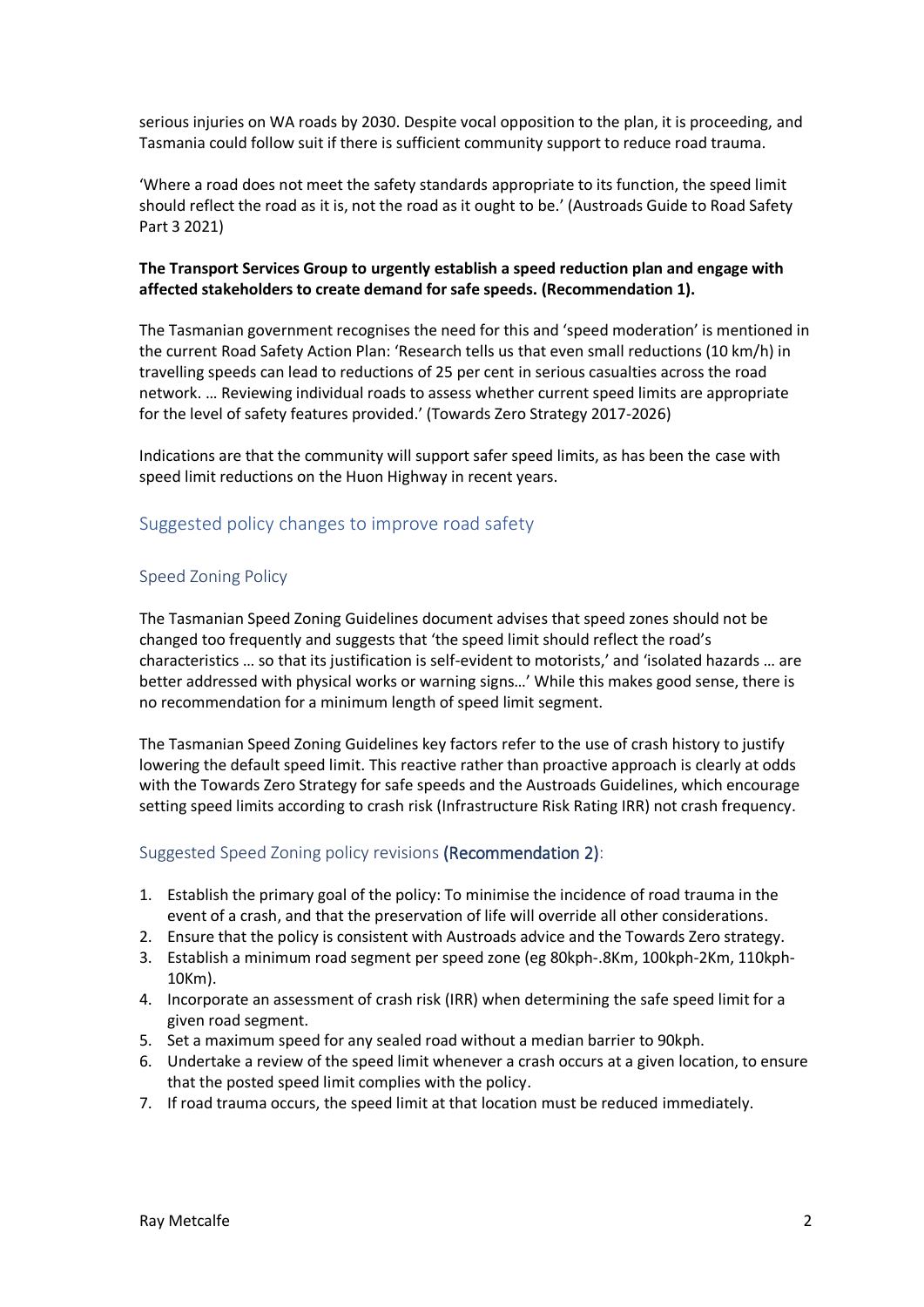serious injuries on WA roads by 2030. Despite vocal opposition to the plan, it is proceeding, and Tasmania could follow suit if there is sufficient community support to reduce road trauma.

'Where a road does not meet the safety standards appropriate to its function, the speed limit should reflect the road as it is, not the road as it ought to be.' (Austroads Guide to Road Safety Part 3 2021)

**The Transport Services Group to urgently establish a speed reduction plan and engage with affected stakeholders to create demand for safe speeds. (Recommendation 1).**

The Tasmanian government recognises the need for this and 'speed moderation' is mentioned in the current Road Safety Action Plan: 'Research tells us that even small reductions (10 km/h) in travelling speeds can lead to reductions of 25 per cent in serious casualties across the road network. … Reviewing individual roads to assess whether current speed limits are appropriate for the level of safety features provided.' (Towards Zero Strategy 2017-2026)

Indications are that the community will support safer speed limits, as has been the case with speed limit reductions on the Huon Highway in recent years.

## Suggested policy changes to improve road safety

### Speed Zoning Policy

The Tasmanian Speed Zoning Guidelines document advises that speed zones should not be changed too frequently and suggests that 'the speed limit should reflect the road's characteristics … so that its justification is self-evident to motorists,' and 'isolated hazards … are better addressed with physical works or warning signs…' While this makes good sense, there is no recommendation for a minimum length of speed limit segment.

The Tasmanian Speed Zoning Guidelines key factors refer to the use of crash history to justify lowering the default speed limit. This reactive rather than proactive approach is clearly at odds with the Towards Zero Strategy for safe speeds and the Austroads Guidelines, which encourage setting speed limits according to crash risk (Infrastructure Risk Rating IRR) not crash frequency.

### Suggested Speed Zoning policy revisions (Recommendation 2):

1. Establish the primary goal of the policy: To minimise the incidence of road trauma in the event of a crash, and that the preservation of life will override all other considerations.
2. Ensure that the policy is consistent with Austroads advice and the Towards Zero strategy.
3. Establish a minimum road segment per speed zone (eg 80kph-.8Km, 100kph-2Km, 110kph-10Km).
4. Incorporate an assessment of crash risk (IRR) when determining the safe speed limit for a given road segment.
5. Set a maximum speed for any sealed road without a median barrier to 90kph.
6. Undertake a review of the speed limit whenever a crash occurs at a given location, to ensure that the posted speed limit complies with the policy.
7. If road trauma occurs, the speed limit at that location must be reduced immediately.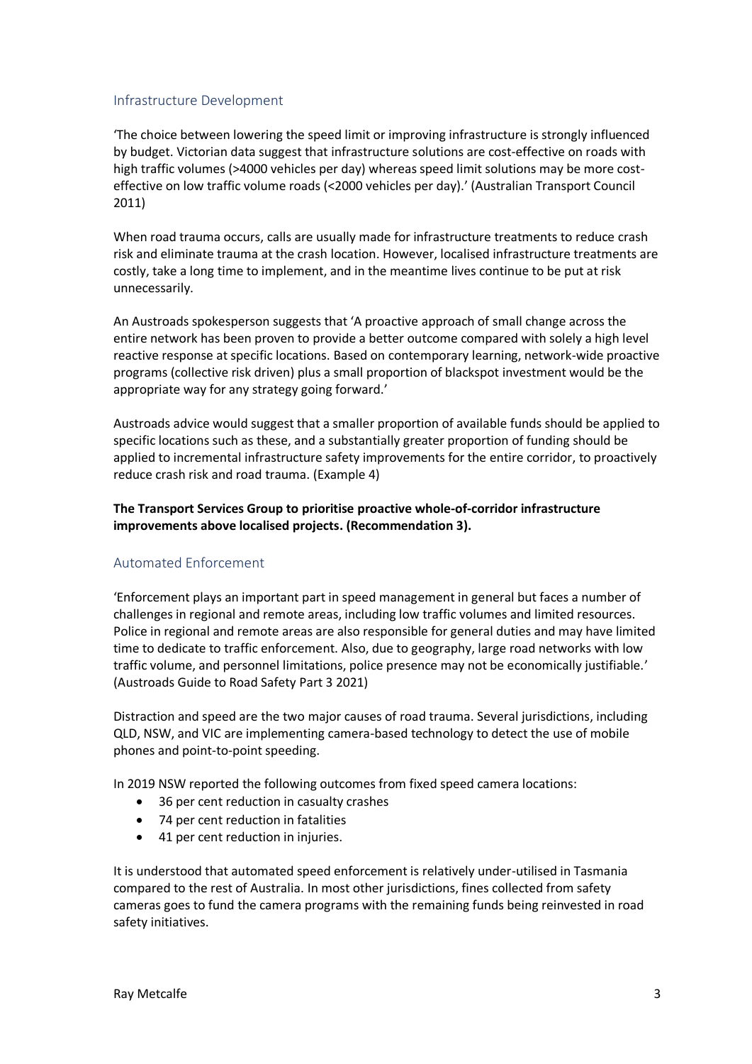## Infrastructure Development

'The choice between lowering the speed limit or improving infrastructure is strongly influenced by budget. Victorian data suggest that infrastructure solutions are cost-effective on roads with high traffic volumes (>4000 vehicles per day) whereas speed limit solutions may be more cost-effective on low traffic volume roads (<2000 vehicles per day).' (Australian Transport Council 2011)

When road trauma occurs, calls are usually made for infrastructure treatments to reduce crash risk and eliminate trauma at the crash location. However, localised infrastructure treatments are costly, take a long time to implement, and in the meantime lives continue to be put at risk unnecessarily.

An Austroads spokesperson suggests that 'A proactive approach of small change across the entire network has been proven to provide a better outcome compared with solely a high level reactive response at specific locations. Based on contemporary learning, network-wide proactive programs (collective risk driven) plus a small proportion of blackspot investment would be the appropriate way for any strategy going forward.'

Austroads advice would suggest that a smaller proportion of available funds should be applied to specific locations such as these, and a substantially greater proportion of funding should be applied to incremental infrastructure safety improvements for the entire corridor, to proactively reduce crash risk and road trauma. (Example 4)

**The Transport Services Group to prioritise proactive whole-of-corridor infrastructure improvements above localised projects. (Recommendation 3).**

## Automated Enforcement

'Enforcement plays an important part in speed management in general but faces a number of challenges in regional and remote areas, including low traffic volumes and limited resources. Police in regional and remote areas are also responsible for general duties and may have limited time to dedicate to traffic enforcement. Also, due to geography, large road networks with low traffic volume, and personnel limitations, police presence may not be economically justifiable.' (Austroads Guide to Road Safety Part 3 2021)

Distraction and speed are the two major causes of road trauma. Several jurisdictions, including QLD, NSW, and VIC are implementing camera-based technology to detect the use of mobile phones and point-to-point speeding.

In 2019 NSW reported the following outcomes from fixed speed camera locations:

- 36 per cent reduction in casualty crashes
- 74 per cent reduction in fatalities
- 41 per cent reduction in injuries.

It is understood that automated speed enforcement is relatively under-utilised in Tasmania compared to the rest of Australia. In most other jurisdictions, fines collected from safety cameras goes to fund the camera programs with the remaining funds being reinvested in road safety initiatives.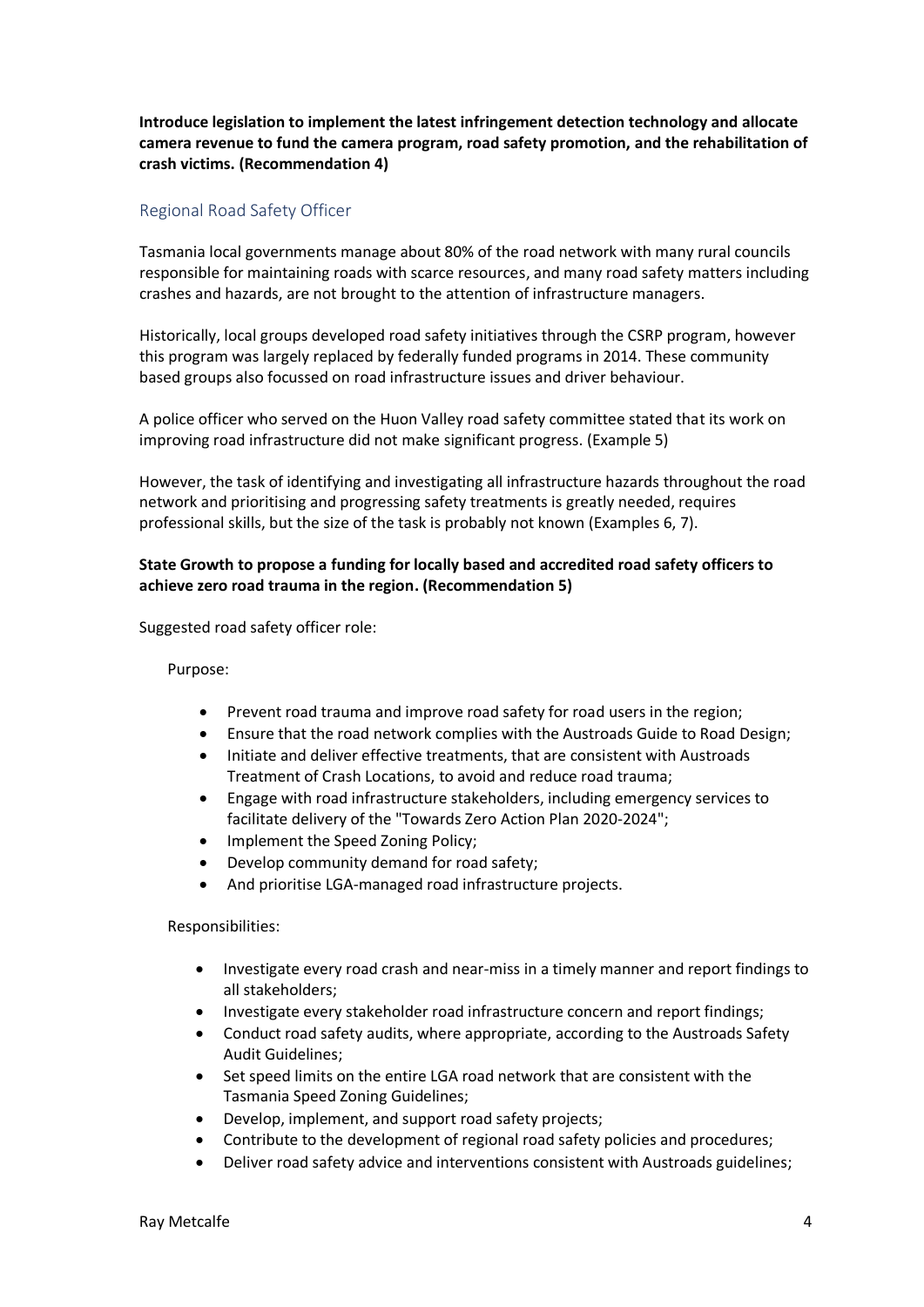**Introduce legislation to implement the latest infringement detection technology and allocate camera revenue to fund the camera program, road safety promotion, and the rehabilitation of crash victims. (Recommendation 4)**

## Regional Road Safety Officer

Tasmania local governments manage about 80% of the road network with many rural councils responsible for maintaining roads with scarce resources, and many road safety matters including crashes and hazards, are not brought to the attention of infrastructure managers.

Historically, local groups developed road safety initiatives through the CSRP program, however this program was largely replaced by federally funded programs in 2014. These community based groups also focussed on road infrastructure issues and driver behaviour.

A police officer who served on the Huon Valley road safety committee stated that its work on improving road infrastructure did not make significant progress. (Example 5)

However, the task of identifying and investigating all infrastructure hazards throughout the road network and prioritising and progressing safety treatments is greatly needed, requires professional skills, but the size of the task is probably not known (Examples 6, 7).

**State Growth to propose a funding for locally based and accredited road safety officers to achieve zero road trauma in the region. (Recommendation 5)**

Suggested road safety officer role:

Purpose:

- Prevent road trauma and improve road safety for road users in the region;
- Ensure that the road network complies with the Austroads Guide to Road Design;
- Initiate and deliver effective treatments, that are consistent with Austroads Treatment of Crash Locations, to avoid and reduce road trauma;
- Engage with road infrastructure stakeholders, including emergency services to facilitate delivery of the "Towards Zero Action Plan 2020-2024";
- Implement the Speed Zoning Policy;
- Develop community demand for road safety;
- And prioritise LGA-managed road infrastructure projects.

Responsibilities:

- Investigate every road crash and near-miss in a timely manner and report findings to all stakeholders;
- Investigate every stakeholder road infrastructure concern and report findings;
- Conduct road safety audits, where appropriate, according to the Austroads Safety Audit Guidelines;
- Set speed limits on the entire LGA road network that are consistent with the Tasmania Speed Zoning Guidelines;
- Develop, implement, and support road safety projects;
- Contribute to the development of regional road safety policies and procedures;
- Deliver road safety advice and interventions consistent with Austroads guidelines;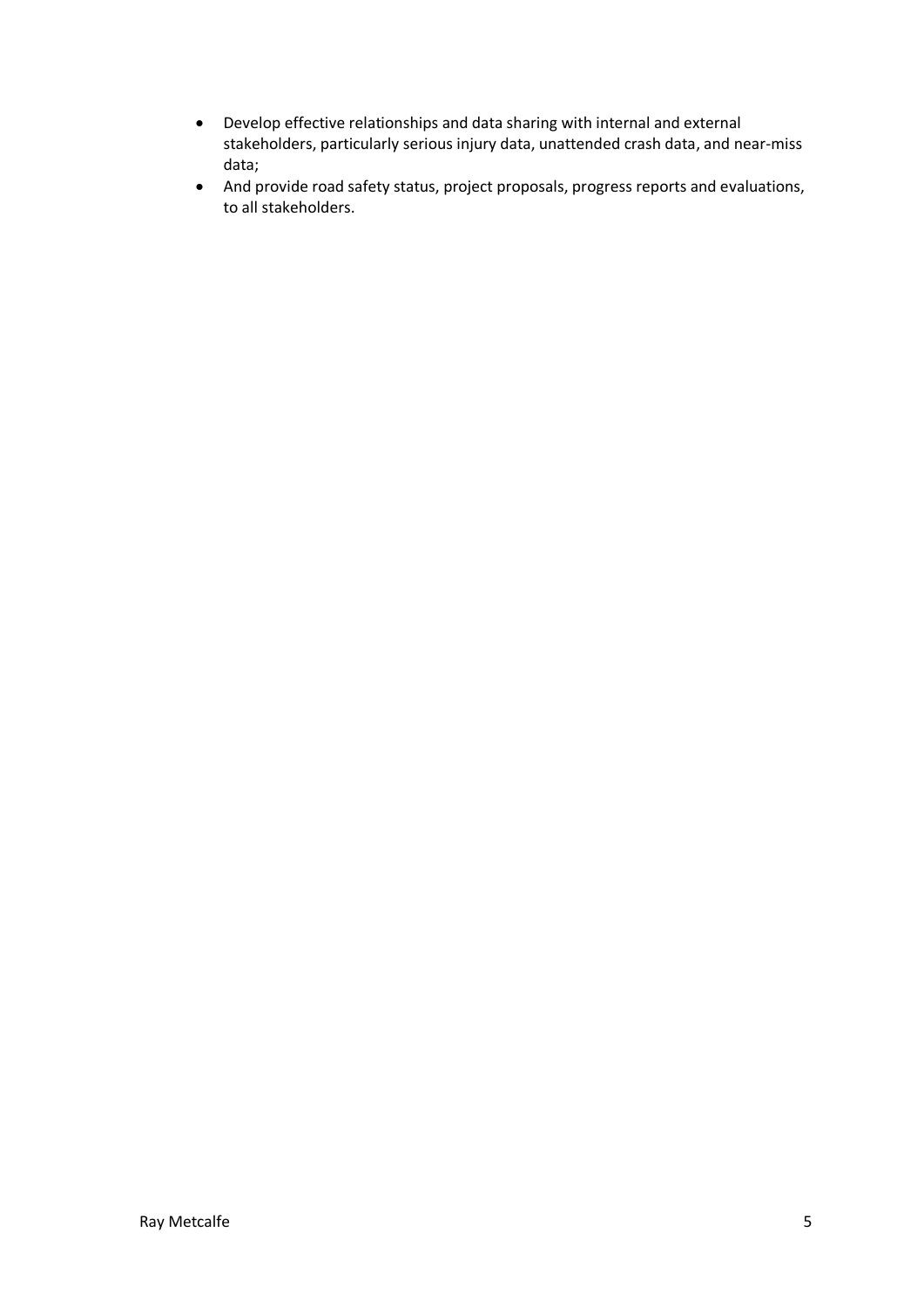- Develop effective relationships and data sharing with internal and external stakeholders, particularly serious injury data, unattended crash data, and near-miss data;
- And provide road safety status, project proposals, progress reports and evaluations, to all stakeholders.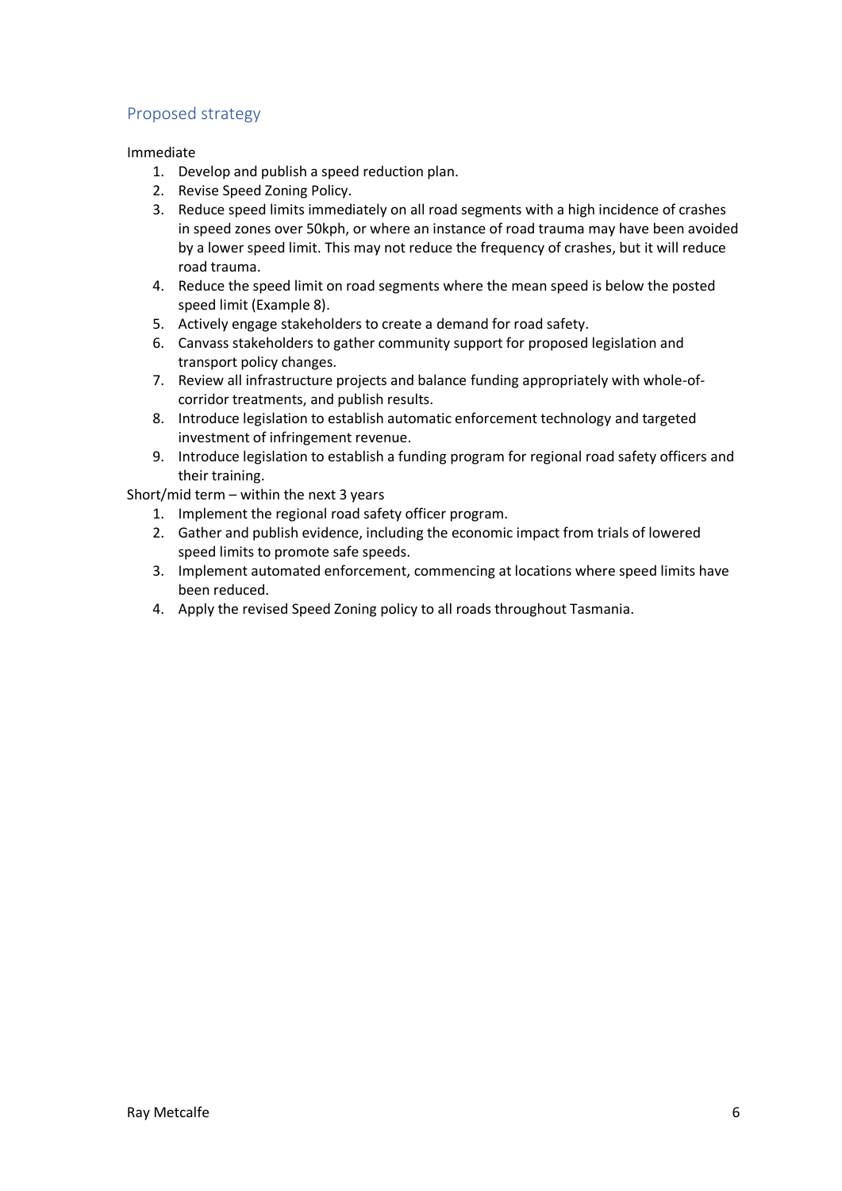## Proposed strategy

Immediate

1. Develop and publish a speed reduction plan.
2. Revise Speed Zoning Policy.
3. Reduce speed limits immediately on all road segments with a high incidence of crashes in speed zones over 50kph, or where an instance of road trauma may have been avoided by a lower speed limit. This may not reduce the frequency of crashes, but it will reduce road trauma.
4. Reduce the speed limit on road segments where the mean speed is below the posted speed limit (Example 8).
5. Actively engage stakeholders to create a demand for road safety.
6. Canvass stakeholders to gather community support for proposed legislation and transport policy changes.
7. Review all infrastructure projects and balance funding appropriately with whole-of-corridor treatments, and publish results.
8. Introduce legislation to establish automatic enforcement technology and targeted investment of infringement revenue.
9. Introduce legislation to establish a funding program for regional road safety officers and their training.

Short/mid term – within the next 3 years

1. Implement the regional road safety officer program.
2. Gather and publish evidence, including the economic impact from trials of lowered speed limits to promote safe speeds.
3. Implement automated enforcement, commencing at locations where speed limits have been reduced.
4. Apply the revised Speed Zoning policy to all roads throughout Tasmania.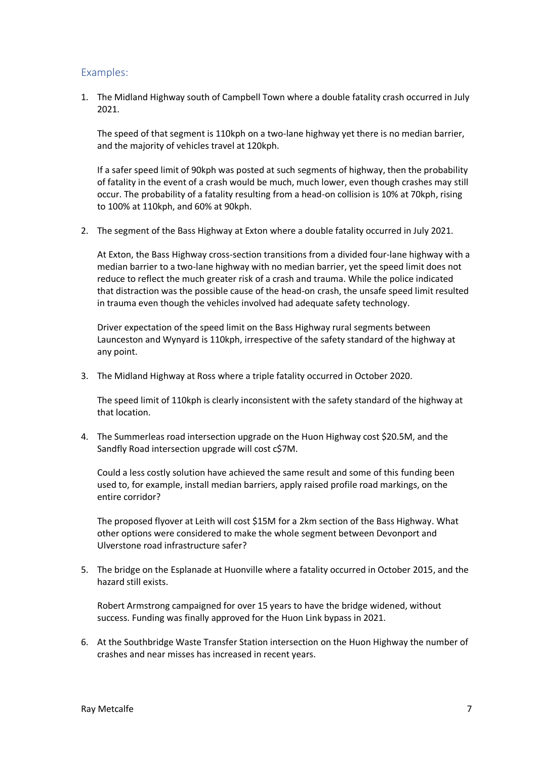## Examples:

1. The Midland Highway south of Campbell Town where a double fatality crash occurred in July 2021.

   The speed of that segment is 110kph on a two-lane highway yet there is no median barrier, and the majority of vehicles travel at 120kph.

   If a safer speed limit of 90kph was posted at such segments of highway, then the probability of fatality in the event of a crash would be much, much lower, even though crashes may still occur. The probability of a fatality resulting from a head-on collision is 10% at 70kph, rising to 100% at 110kph, and 60% at 90kph.

2. The segment of the Bass Highway at Exton where a double fatality occurred in July 2021.

   At Exton, the Bass Highway cross-section transitions from a divided four-lane highway with a median barrier to a two-lane highway with no median barrier, yet the speed limit does not reduce to reflect the much greater risk of a crash and trauma. While the police indicated that distraction was the possible cause of the head-on crash, the unsafe speed limit resulted in trauma even though the vehicles involved had adequate safety technology.

   Driver expectation of the speed limit on the Bass Highway rural segments between Launceston and Wynyard is 110kph, irrespective of the safety standard of the highway at any point.

3. The Midland Highway at Ross where a triple fatality occurred in October 2020.

   The speed limit of 110kph is clearly inconsistent with the safety standard of the highway at that location.

4. The Summerleas road intersection upgrade on the Huon Highway cost $20.5M, and the Sandfly Road intersection upgrade will cost c$7M.

   Could a less costly solution have achieved the same result and some of this funding been used to, for example, install median barriers, apply raised profile road markings, on the entire corridor?

   The proposed flyover at Leith will cost $15M for a 2km section of the Bass Highway. What other options were considered to make the whole segment between Devonport and Ulverstone road infrastructure safer?

5. The bridge on the Esplanade at Huonville where a fatality occurred in October 2015, and the hazard still exists.

   Robert Armstrong campaigned for over 15 years to have the bridge widened, without success. Funding was finally approved for the Huon Link bypass in 2021.

6. At the Southbridge Waste Transfer Station intersection on the Huon Highway the number of crashes and near misses has increased in recent years.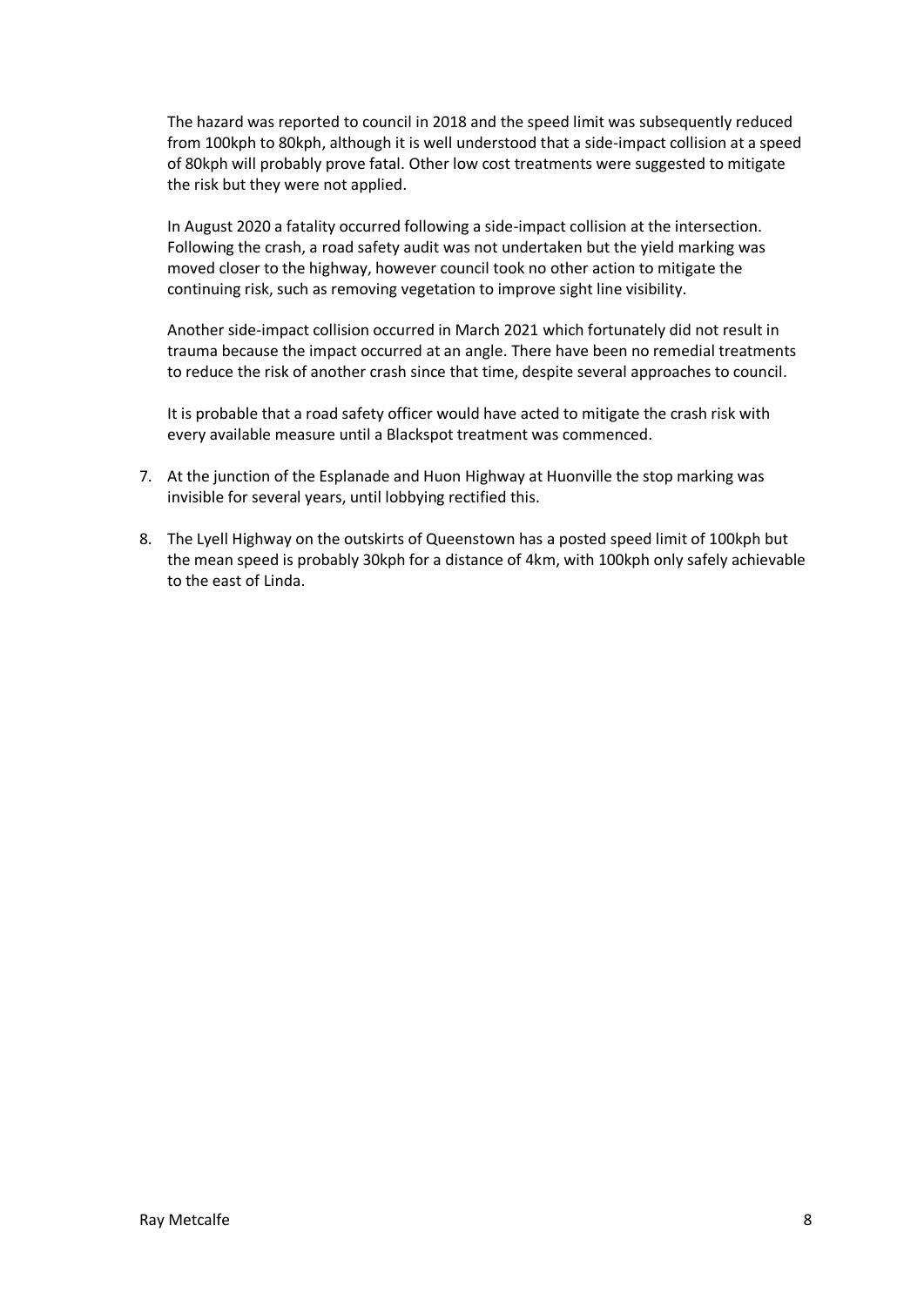The hazard was reported to council in 2018 and the speed limit was subsequently reduced from 100kph to 80kph, although it is well understood that a side-impact collision at a speed of 80kph will probably prove fatal. Other low cost treatments were suggested to mitigate the risk but they were not applied.

In August 2020 a fatality occurred following a side-impact collision at the intersection. Following the crash, a road safety audit was not undertaken but the yield marking was moved closer to the highway, however council took no other action to mitigate the continuing risk, such as removing vegetation to improve sight line visibility.

Another side-impact collision occurred in March 2021 which fortunately did not result in trauma because the impact occurred at an angle. There have been no remedial treatments to reduce the risk of another crash since that time, despite several approaches to council.

It is probable that a road safety officer would have acted to mitigate the crash risk with every available measure until a Blackspot treatment was commenced.

7. At the junction of the Esplanade and Huon Highway at Huonville the stop marking was invisible for several years, until lobbying rectified this.

8. The Lyell Highway on the outskirts of Queenstown has a posted speed limit of 100kph but the mean speed is probably 30kph for a distance of 4km, with 100kph only safely achievable to the east of Linda.